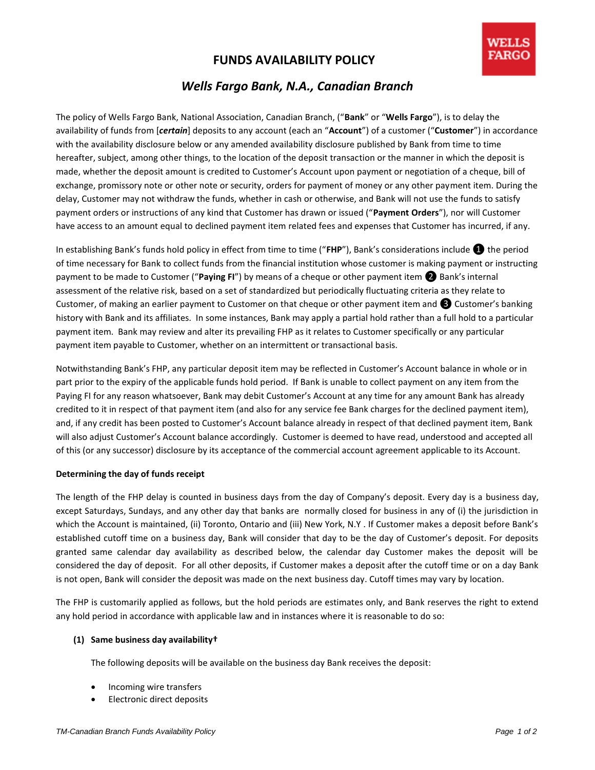# FUNDS AVAILABILITY POLICY

## *Wells Fargo Bank, N.A., Canadian Branch*

The policy of Wells Fargo Bank, National Association, Canadian Branch, ("**Bank**" or "**Wells Fargo**"), is to delay the availability of funds from [***certain***] deposits to any account (each an "**Account**") of a customer ("**Customer**") in accordance with the availability disclosure below or any amended availability disclosure published by Bank from time to time hereafter, subject, among other things, to the location of the deposit transaction or the manner in which the deposit is made, whether the deposit amount is credited to Customer's Account upon payment or negotiation of a cheque, bill of exchange, promissory note or other note or security, orders for payment of money or any other payment item. During the delay, Customer may not withdraw the funds, whether in cash or otherwise, and Bank will not use the funds to satisfy payment orders or instructions of any kind that Customer has drawn or issued ("**Payment Orders**"), nor will Customer have access to an amount equal to declined payment item related fees and expenses that Customer has incurred, if any.

In establishing Bank's funds hold policy in effect from time to time ("**FHP**"), Bank's considerations include ❶ the period of time necessary for Bank to collect funds from the financial institution whose customer is making payment or instructing payment to be made to Customer ("**Paying FI**") by means of a cheque or other payment item ❷ Bank's internal assessment of the relative risk, based on a set of standardized but periodically fluctuating criteria as they relate to Customer, of making an earlier payment to Customer on that cheque or other payment item and ❸ Customer's banking history with Bank and its affiliates. In some instances, Bank may apply a partial hold rather than a full hold to a particular payment item. Bank may review and alter its prevailing FHP as it relates to Customer specifically or any particular payment item payable to Customer, whether on an intermittent or transactional basis.

Notwithstanding Bank's FHP, any particular deposit item may be reflected in Customer's Account balance in whole or in part prior to the expiry of the applicable funds hold period. If Bank is unable to collect payment on any item from the Paying FI for any reason whatsoever, Bank may debit Customer's Account at any time for any amount Bank has already credited to it in respect of that payment item (and also for any service fee Bank charges for the declined payment item), and, if any credit has been posted to Customer's Account balance already in respect of that declined payment item, Bank will also adjust Customer's Account balance accordingly. Customer is deemed to have read, understood and accepted all of this (or any successor) disclosure by its acceptance of the commercial account agreement applicable to its Account.

**Determining the day of funds receipt**

The length of the FHP delay is counted in business days from the day of Company's deposit. Every day is a business day, except Saturdays, Sundays, and any other day that banks are normally closed for business in any of (i) the jurisdiction in which the Account is maintained, (ii) Toronto, Ontario and (iii) New York, N.Y . If Customer makes a deposit before Bank's established cutoff time on a business day, Bank will consider that day to be the day of Customer's deposit. For deposits granted same calendar day availability as described below, the calendar day Customer makes the deposit will be considered the day of deposit. For all other deposits, if Customer makes a deposit after the cutoff time or on a day Bank is not open, Bank will consider the deposit was made on the next business day. Cutoff times may vary by location.

The FHP is customarily applied as follows, but the hold periods are estimates only, and Bank reserves the right to extend any hold period in accordance with applicable law and in instances where it is reasonable to do so:

**(1) Same business day availability†**

The following deposits will be available on the business day Bank receives the deposit:

- Incoming wire transfers
- Electronic direct deposits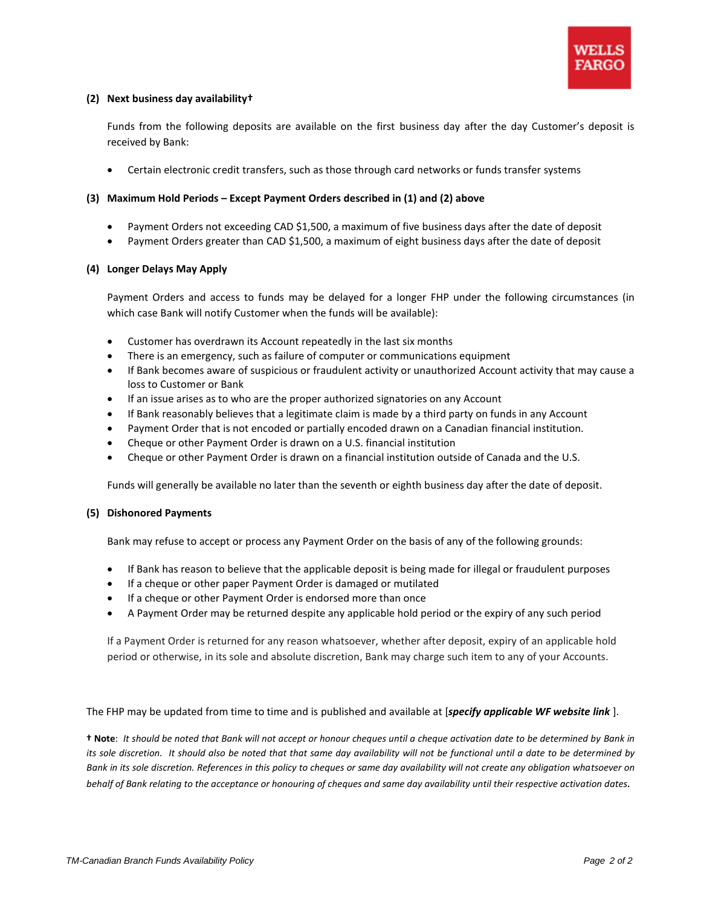**(2) Next business day availability†**

Funds from the following deposits are available on the first business day after the day Customer's deposit is received by Bank:

- Certain electronic credit transfers, such as those through card networks or funds transfer systems

**(3) Maximum Hold Periods – Except Payment Orders described in (1) and (2) above**

- Payment Orders not exceeding CAD $1,500, a maximum of five business days after the date of deposit
- Payment Orders greater than CAD $1,500, a maximum of eight business days after the date of deposit

**(4) Longer Delays May Apply**

Payment Orders and access to funds may be delayed for a longer FHP under the following circumstances (in which case Bank will notify Customer when the funds will be available):

- Customer has overdrawn its Account repeatedly in the last six months
- There is an emergency, such as failure of computer or communications equipment
- If Bank becomes aware of suspicious or fraudulent activity or unauthorized Account activity that may cause a loss to Customer or Bank
- If an issue arises as to who are the proper authorized signatories on any Account
- If Bank reasonably believes that a legitimate claim is made by a third party on funds in any Account
- Payment Order that is not encoded or partially encoded drawn on a Canadian financial institution.
- Cheque or other Payment Order is drawn on a U.S. financial institution
- Cheque or other Payment Order is drawn on a financial institution outside of Canada and the U.S.

Funds will generally be available no later than the seventh or eighth business day after the date of deposit.

**(5) Dishonored Payments**

Bank may refuse to accept or process any Payment Order on the basis of any of the following grounds:

- If Bank has reason to believe that the applicable deposit is being made for illegal or fraudulent purposes
- If a cheque or other paper Payment Order is damaged or mutilated
- If a cheque or other Payment Order is endorsed more than once
- A Payment Order may be returned despite any applicable hold period or the expiry of any such period

If a Payment Order is returned for any reason whatsoever, whether after deposit, expiry of an applicable hold period or otherwise, in its sole and absolute discretion, Bank may charge such item to any of your Accounts.

The FHP may be updated from time to time and is published and available at [***specify applicable WF website link*** ].

**† Note**: *It should be noted that Bank will not accept or honour cheques until a cheque activation date to be determined by Bank in its sole discretion. It should also be noted that that same day availability will not be functional until a date to be determined by Bank in its sole discretion. References in this policy to cheques or same day availability will not create any obligation whatsoever on behalf of Bank relating to the acceptance or honouring of cheques and same day availability until their respective activation dates.*